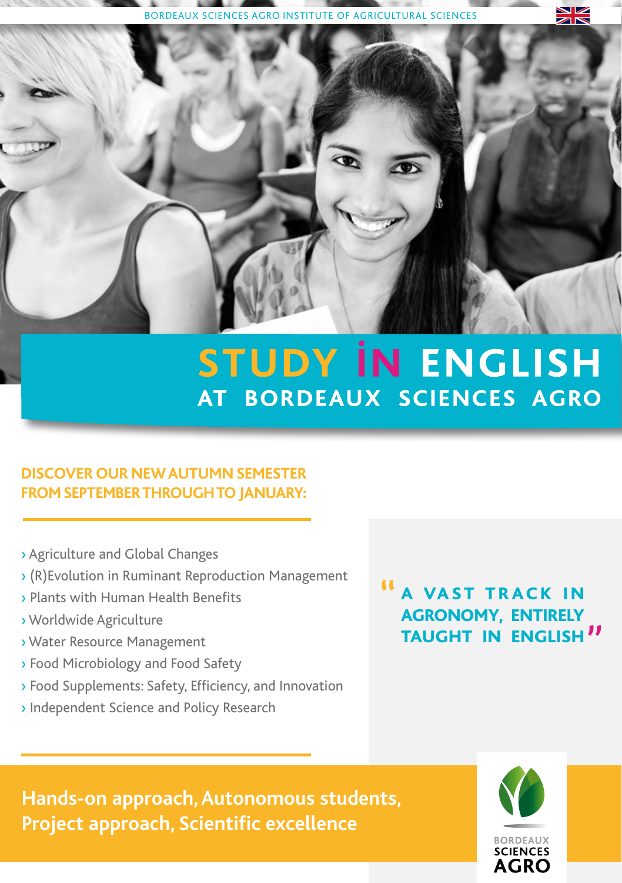BORDEAUX SCIENCES AGRO INSTITUTE OF AGRICULTURAL SCIENCES

# STUDY IN ENGLISH
## AT BORDEAUX SCIENCES AGRO

### DISCOVER OUR NEW AUTUMN SEMESTER FROM SEPTEMBER THROUGH TO JANUARY:

› Agriculture and Global Changes
› (R)Evolution in Ruminant Reproduction Management
› Plants with Human Health Benefits
› Worldwide Agriculture
› Water Resource Management
› Food Microbiology and Food Safety
› Food Supplements: Safety, Efficiency, and Innovation
› Independent Science and Policy Research

**"A VAST TRACK IN AGRONOMY, ENTIRELY TAUGHT IN ENGLISH"**

**Hands-on approach, Autonomous students, Project approach, Scientific excellence**

BORDEAUX SCIENCES AGRO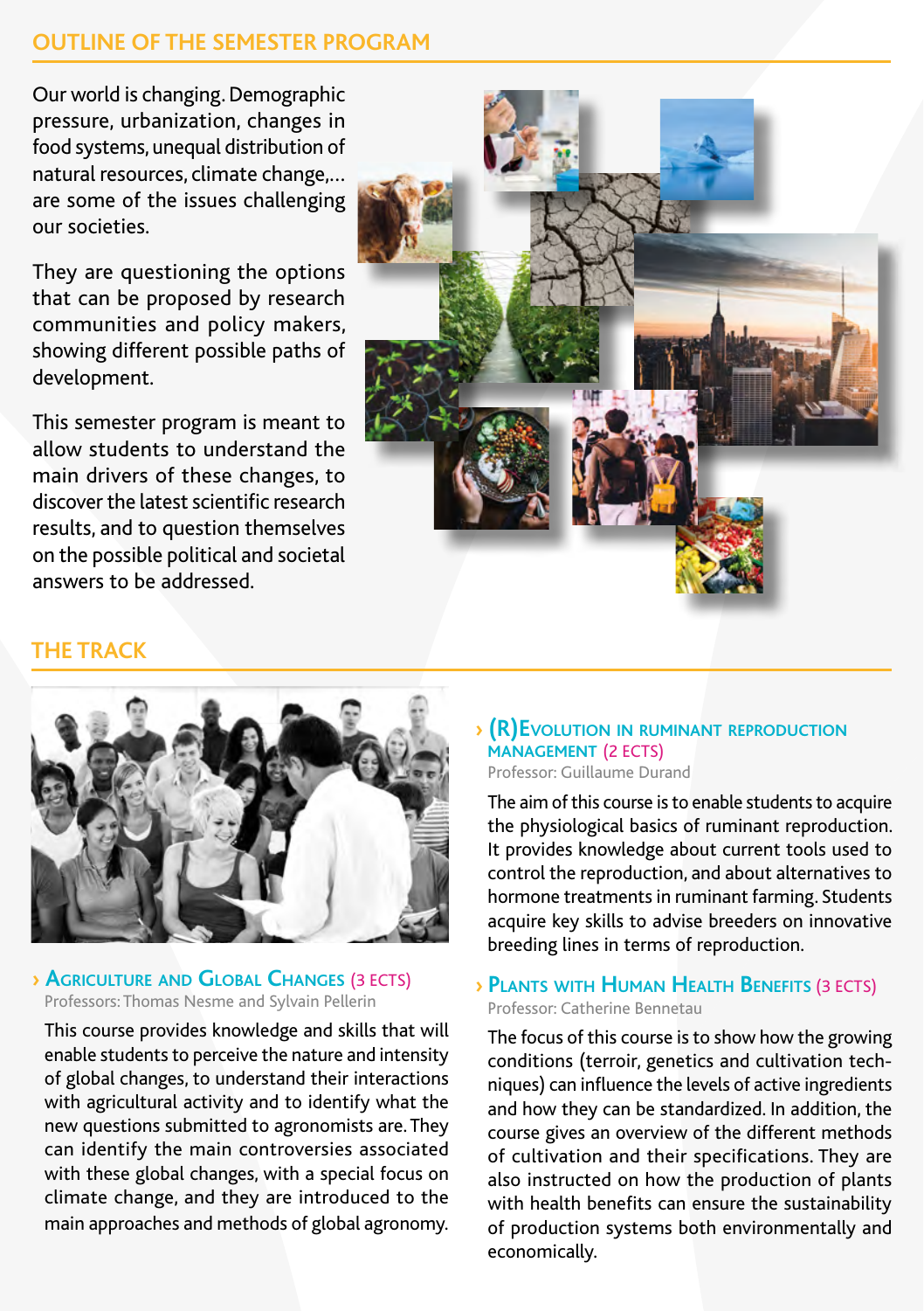## OUTLINE OF THE SEMESTER PROGRAM

Our world is changing. Demographic pressure, urbanization, changes in food systems, unequal distribution of natural resources, climate change,... are some of the issues challenging our societies.

They are questioning the options that can be proposed by research communities and policy makers, showing different possible paths of development.

This semester program is meant to allow students to understand the main drivers of these changes, to discover the latest scientific research results, and to question themselves on the possible political and societal answers to be addressed.

## THE TRACK

### › Agriculture and Global Changes (3 ECTS)

Professors: Thomas Nesme and Sylvain Pellerin

This course provides knowledge and skills that will enable students to perceive the nature and intensity of global changes, to understand their interactions with agricultural activity and to identify what the new questions submitted to agronomists are. They can identify the main controversies associated with these global changes, with a special focus on climate change, and they are introduced to the main approaches and methods of global agronomy.

### › (R)Evolution in Ruminant Reproduction Management (2 ECTS)

Professor: Guillaume Durand

The aim of this course is to enable students to acquire the physiological basics of ruminant reproduction. It provides knowledge about current tools used to control the reproduction, and about alternatives to hormone treatments in ruminant farming. Students acquire key skills to advise breeders on innovative breeding lines in terms of reproduction.

### › Plants with Human Health Benefits (3 ECTS)

Professor: Catherine Bennetau

The focus of this course is to show how the growing conditions (terroir, genetics and cultivation techniques) can influence the levels of active ingredients and how they can be standardized. In addition, the course gives an overview of the different methods of cultivation and their specifications. They are also instructed on how the production of plants with health benefits can ensure the sustainability of production systems both environmentally and economically.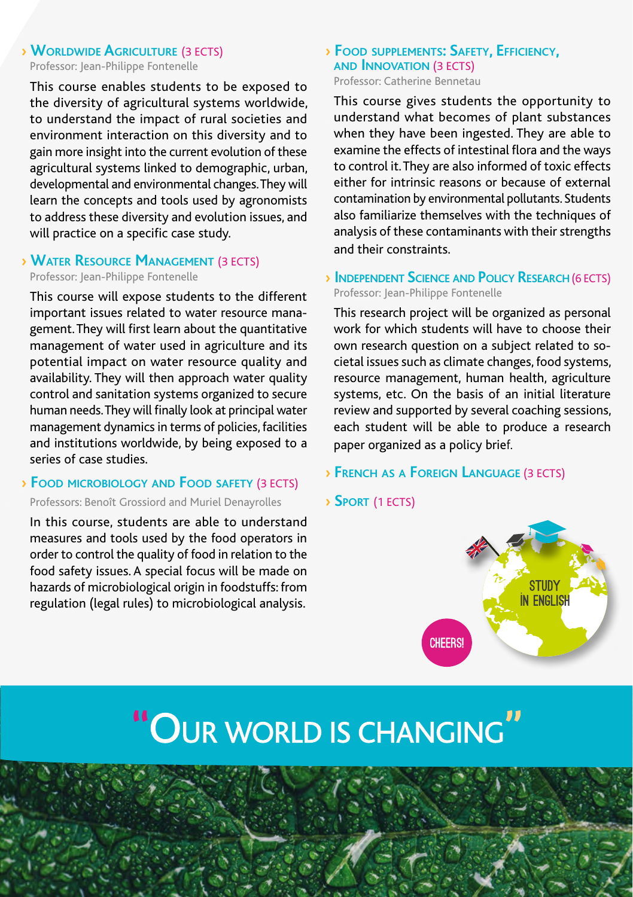## › Worldwide Agriculture (3 ECTS)

Professor: Jean-Philippe Fontenelle

This course enables students to be exposed to the diversity of agricultural systems worldwide, to understand the impact of rural societies and environment interaction on this diversity and to gain more insight into the current evolution of these agricultural systems linked to demographic, urban, developmental and environmental changes. They will learn the concepts and tools used by agronomists to address these diversity and evolution issues, and will practice on a specific case study.

## › Water Resource Management (3 ECTS)

Professor: Jean-Philippe Fontenelle

This course will expose students to the different important issues related to water resource management. They will first learn about the quantitative management of water used in agriculture and its potential impact on water resource quality and availability. They will then approach water quality control and sanitation systems organized to secure human needs. They will finally look at principal water management dynamics in terms of policies, facilities and institutions worldwide, by being exposed to a series of case studies.

## › Food microbiology and Food safety (3 ECTS)

Professors: Benoît Grossiord and Muriel Denayrolles

In this course, students are able to understand measures and tools used by the food operators in order to control the quality of food in relation to the food safety issues. A special focus will be made on hazards of microbiological origin in foodstuffs: from regulation (legal rules) to microbiological analysis.

## › Food supplements: Safety, Efficiency, and Innovation (3 ECTS)

Professor: Catherine Bennetau

This course gives students the opportunity to understand what becomes of plant substances when they have been ingested. They are able to examine the effects of intestinal flora and the ways to control it. They are also informed of toxic effects either for intrinsic reasons or because of external contamination by environmental pollutants. Students also familiarize themselves with the techniques of analysis of these contaminants with their strengths and their constraints.

## › Independent Science and Policy Research (6 ECTS)

Professor: Jean-Philippe Fontenelle

This research project will be organized as personal work for which students will have to choose their own research question on a subject related to societal issues such as climate changes, food systems, resource management, human health, agriculture systems, etc. On the basis of an initial literature review and supported by several coaching sessions, each student will be able to produce a research paper organized as a policy brief.

## › French as a Foreign Language (3 ECTS)

## › Sport (1 ECTS)

STUDY IN ENGLISH

CHEERS!

# "Our world is changing"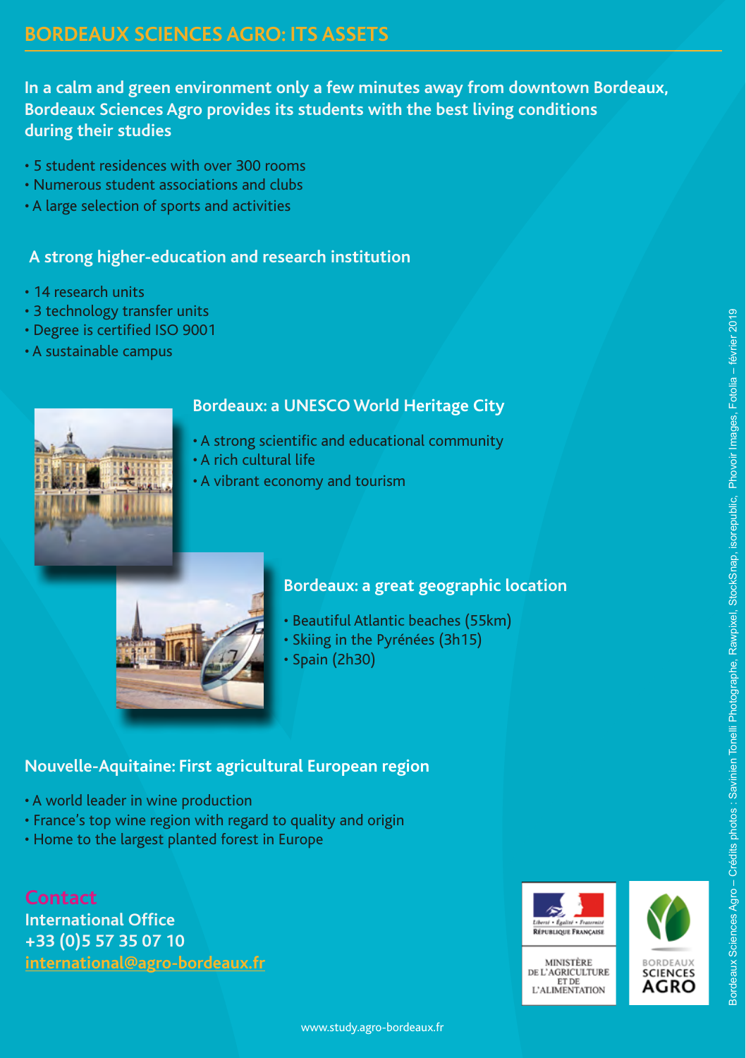# BORDEAUX SCIENCES AGRO: ITS ASSETS

**In a calm and green environment only a few minutes away from downtown Bordeaux, Bordeaux Sciences Agro provides its students with the best living conditions during their studies**

- 5 student residences with over 300 rooms
- Numerous student associations and clubs
- A large selection of sports and activities

## A strong higher-education and research institution

- 14 research units
- 3 technology transfer units
- Degree is certified ISO 9001
- A sustainable campus

## Bordeaux: a UNESCO World Heritage City

- A strong scientific and educational community
- A rich cultural life
- A vibrant economy and tourism

## Bordeaux: a great geographic location

- Beautiful Atlantic beaches (55km)
- Skiing in the Pyrénées (3h15)
- Spain (2h30)

## Nouvelle-Aquitaine: First agricultural European region

- A world leader in wine production
- France's top wine region with regard to quality and origin
- Home to the largest planted forest in Europe

## Contact

**International Office**
**+33 (0)5 57 35 07 10**
**international@agro-bordeaux.fr**

Liberté • Égalité • Fraternité
RÉPUBLIQUE FRANÇAISE
MINISTÈRE DE L'AGRICULTURE ET DE L'ALIMENTATION

BORDEAUX SCIENCES AGRO

www.study.agro-bordeaux.fr

Bordeaux Sciences Agro – Crédits photos : Savinien Tonelli Photographe, Rawpixel, StockSnap, isorepublic, Phovoir Images, Fotolia – février 2019